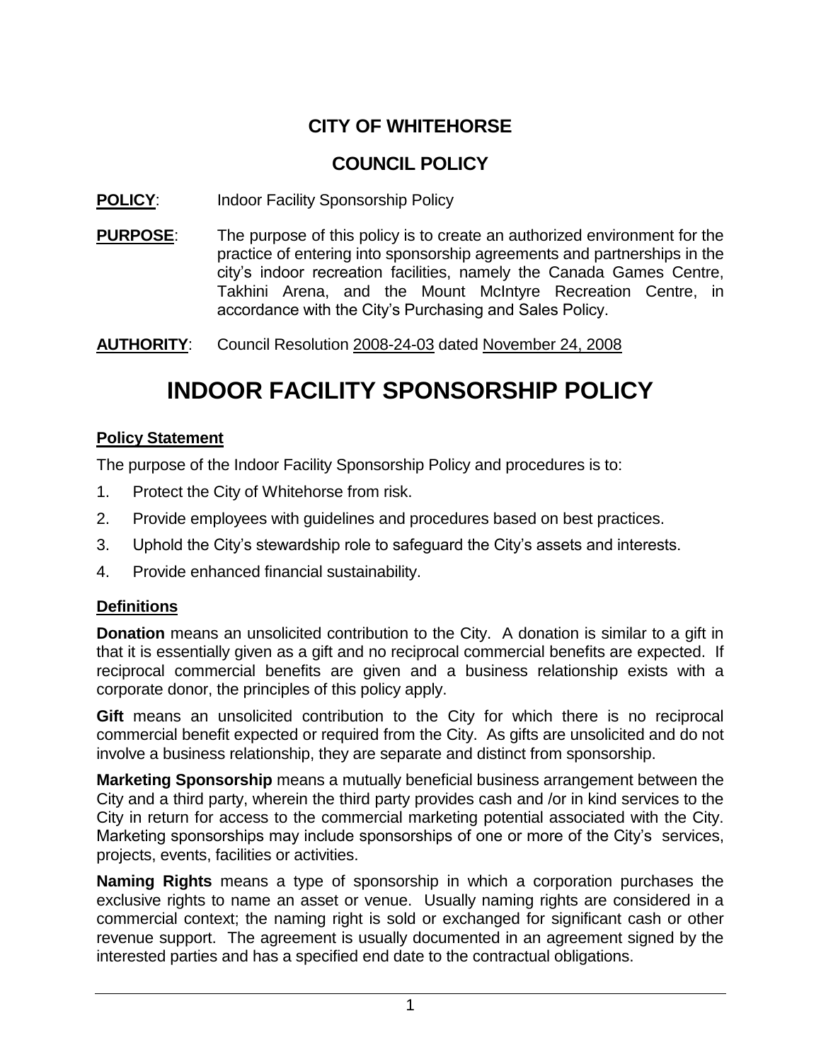## CITY OF WHITEHORSE

## COUNCIL POLICY

**POLICY**: Indoor Facility Sponsorship Policy

**PURPOSE**: The purpose of this policy is to create an authorized environment for the practice of entering into sponsorship agreements and partnerships in the city's indoor recreation facilities, namely the Canada Games Centre, Takhini Arena, and the Mount McIntyre Recreation Centre, in accordance with the City's Purchasing and Sales Policy.

**AUTHORITY**: Council Resolution 2008-24-03 dated November 24, 2008

# INDOOR FACILITY SPONSORSHIP POLICY

### Policy Statement

The purpose of the Indoor Facility Sponsorship Policy and procedures is to:

1. Protect the City of Whitehorse from risk.
2. Provide employees with guidelines and procedures based on best practices.
3. Uphold the City's stewardship role to safeguard the City's assets and interests.
4. Provide enhanced financial sustainability.

### Definitions

**Donation** means an unsolicited contribution to the City. A donation is similar to a gift in that it is essentially given as a gift and no reciprocal commercial benefits are expected. If reciprocal commercial benefits are given and a business relationship exists with a corporate donor, the principles of this policy apply.

**Gift** means an unsolicited contribution to the City for which there is no reciprocal commercial benefit expected or required from the City. As gifts are unsolicited and do not involve a business relationship, they are separate and distinct from sponsorship.

**Marketing Sponsorship** means a mutually beneficial business arrangement between the City and a third party, wherein the third party provides cash and /or in kind services to the City in return for access to the commercial marketing potential associated with the City. Marketing sponsorships may include sponsorships of one or more of the City's services, projects, events, facilities or activities.

**Naming Rights** means a type of sponsorship in which a corporation purchases the exclusive rights to name an asset or venue. Usually naming rights are considered in a commercial context; the naming right is sold or exchanged for significant cash or other revenue support. The agreement is usually documented in an agreement signed by the interested parties and has a specified end date to the contractual obligations.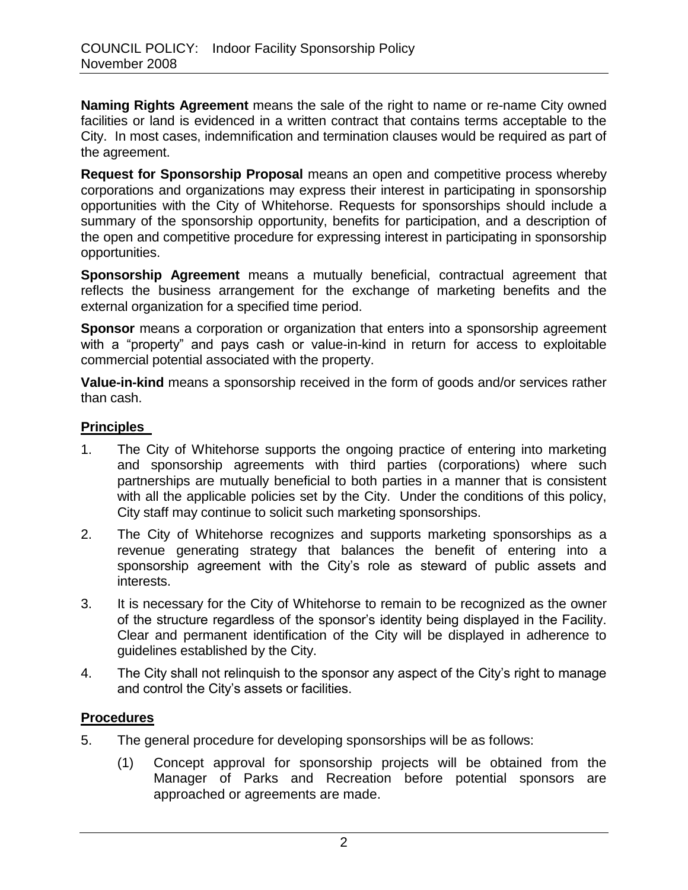**Naming Rights Agreement** means the sale of the right to name or re-name City owned facilities or land is evidenced in a written contract that contains terms acceptable to the City. In most cases, indemnification and termination clauses would be required as part of the agreement.

**Request for Sponsorship Proposal** means an open and competitive process whereby corporations and organizations may express their interest in participating in sponsorship opportunities with the City of Whitehorse. Requests for sponsorships should include a summary of the sponsorship opportunity, benefits for participation, and a description of the open and competitive procedure for expressing interest in participating in sponsorship opportunities.

**Sponsorship Agreement** means a mutually beneficial, contractual agreement that reflects the business arrangement for the exchange of marketing benefits and the external organization for a specified time period.

**Sponsor** means a corporation or organization that enters into a sponsorship agreement with a "property" and pays cash or value-in-kind in return for access to exploitable commercial potential associated with the property.

**Value-in-kind** means a sponsorship received in the form of goods and/or services rather than cash.

## Principles

1. The City of Whitehorse supports the ongoing practice of entering into marketing and sponsorship agreements with third parties (corporations) where such partnerships are mutually beneficial to both parties in a manner that is consistent with all the applicable policies set by the City. Under the conditions of this policy, City staff may continue to solicit such marketing sponsorships.
2. The City of Whitehorse recognizes and supports marketing sponsorships as a revenue generating strategy that balances the benefit of entering into a sponsorship agreement with the City's role as steward of public assets and interests.
3. It is necessary for the City of Whitehorse to remain to be recognized as the owner of the structure regardless of the sponsor's identity being displayed in the Facility. Clear and permanent identification of the City will be displayed in adherence to guidelines established by the City.
4. The City shall not relinquish to the sponsor any aspect of the City's right to manage and control the City's assets or facilities.

## Procedures

5. The general procedure for developing sponsorships will be as follows:
   (1) Concept approval for sponsorship projects will be obtained from the Manager of Parks and Recreation before potential sponsors are approached or agreements are made.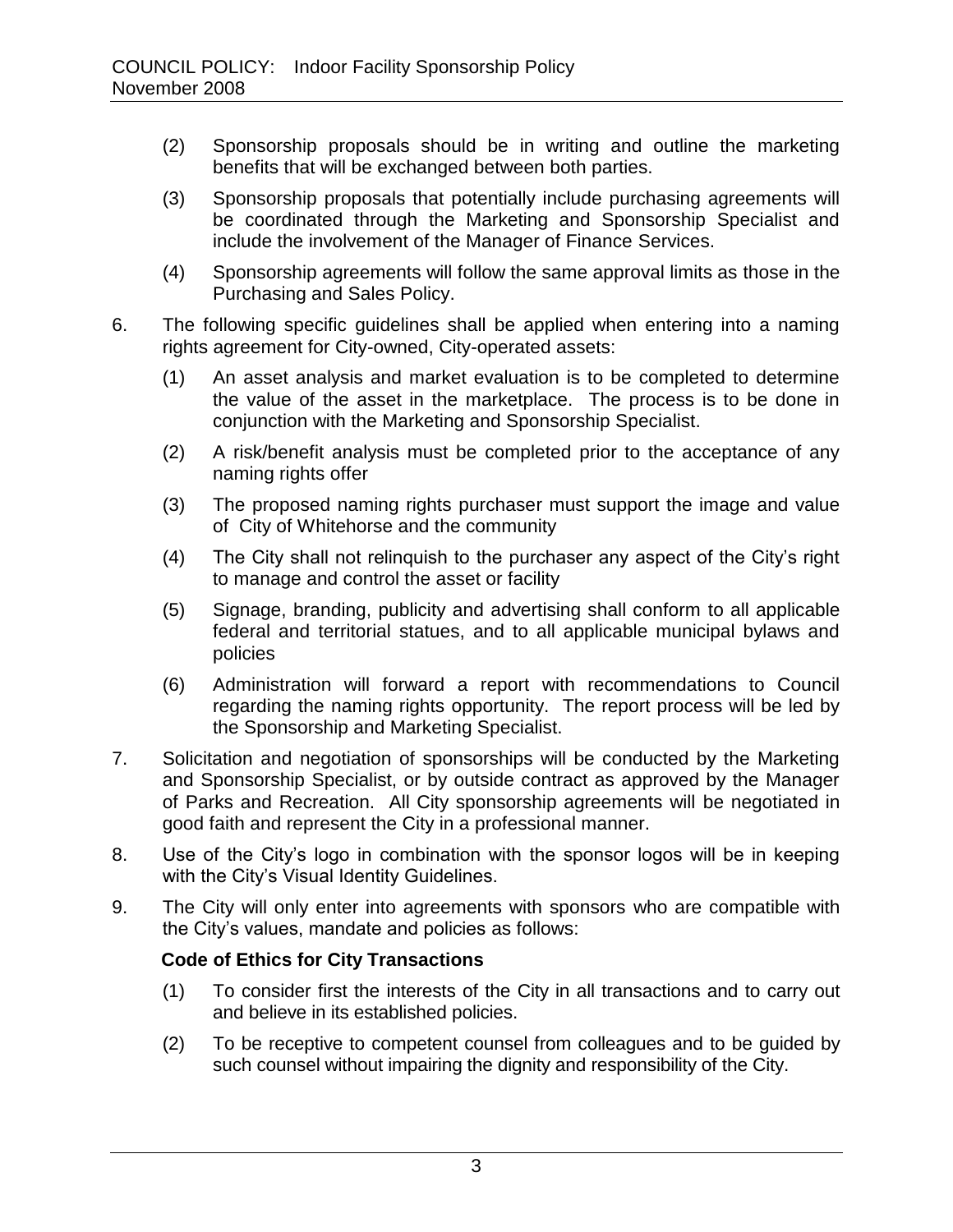(2) Sponsorship proposals should be in writing and outline the marketing benefits that will be exchanged between both parties.

(3) Sponsorship proposals that potentially include purchasing agreements will be coordinated through the Marketing and Sponsorship Specialist and include the involvement of the Manager of Finance Services.

(4) Sponsorship agreements will follow the same approval limits as those in the Purchasing and Sales Policy.

6. The following specific guidelines shall be applied when entering into a naming rights agreement for City-owned, City-operated assets:

   (1) An asset analysis and market evaluation is to be completed to determine the value of the asset in the marketplace. The process is to be done in conjunction with the Marketing and Sponsorship Specialist.

   (2) A risk/benefit analysis must be completed prior to the acceptance of any naming rights offer

   (3) The proposed naming rights purchaser must support the image and value of City of Whitehorse and the community

   (4) The City shall not relinquish to the purchaser any aspect of the City's right to manage and control the asset or facility

   (5) Signage, branding, publicity and advertising shall conform to all applicable federal and territorial statues, and to all applicable municipal bylaws and policies

   (6) Administration will forward a report with recommendations to Council regarding the naming rights opportunity. The report process will be led by the Sponsorship and Marketing Specialist.

7. Solicitation and negotiation of sponsorships will be conducted by the Marketing and Sponsorship Specialist, or by outside contract as approved by the Manager of Parks and Recreation. All City sponsorship agreements will be negotiated in good faith and represent the City in a professional manner.

8. Use of the City's logo in combination with the sponsor logos will be in keeping with the City's Visual Identity Guidelines.

9. The City will only enter into agreements with sponsors who are compatible with the City's values, mandate and policies as follows:

   **Code of Ethics for City Transactions**

   (1) To consider first the interests of the City in all transactions and to carry out and believe in its established policies.

   (2) To be receptive to competent counsel from colleagues and to be guided by such counsel without impairing the dignity and responsibility of the City.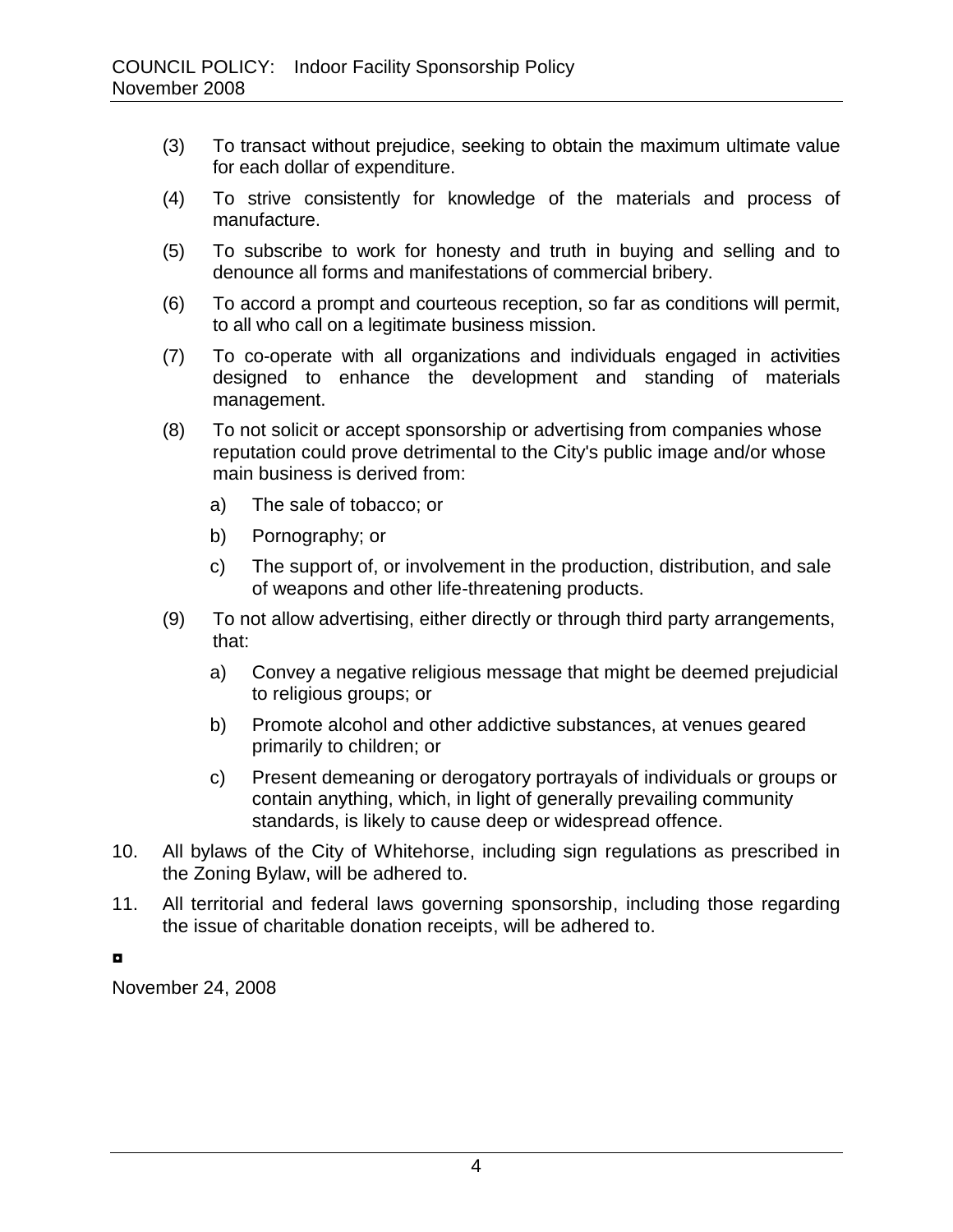(3) To transact without prejudice, seeking to obtain the maximum ultimate value for each dollar of expenditure.

(4) To strive consistently for knowledge of the materials and process of manufacture.

(5) To subscribe to work for honesty and truth in buying and selling and to denounce all forms and manifestations of commercial bribery.

(6) To accord a prompt and courteous reception, so far as conditions will permit, to all who call on a legitimate business mission.

(7) To co-operate with all organizations and individuals engaged in activities designed to enhance the development and standing of materials management.

(8) To not solicit or accept sponsorship or advertising from companies whose reputation could prove detrimental to the City's public image and/or whose main business is derived from:

   a) The sale of tobacco; or

   b) Pornography; or

   c) The support of, or involvement in the production, distribution, and sale of weapons and other life-threatening products.

(9) To not allow advertising, either directly or through third party arrangements, that:

   a) Convey a negative religious message that might be deemed prejudicial to religious groups; or

   b) Promote alcohol and other addictive substances, at venues geared primarily to children; or

   c) Present demeaning or derogatory portrayals of individuals or groups or contain anything, which, in light of generally prevailing community standards, is likely to cause deep or widespread offence.

10. All bylaws of the City of Whitehorse, including sign regulations as prescribed in the Zoning Bylaw, will be adhered to.

11. All territorial and federal laws governing sponsorship, including those regarding the issue of charitable donation receipts, will be adhered to.

◘

November 24, 2008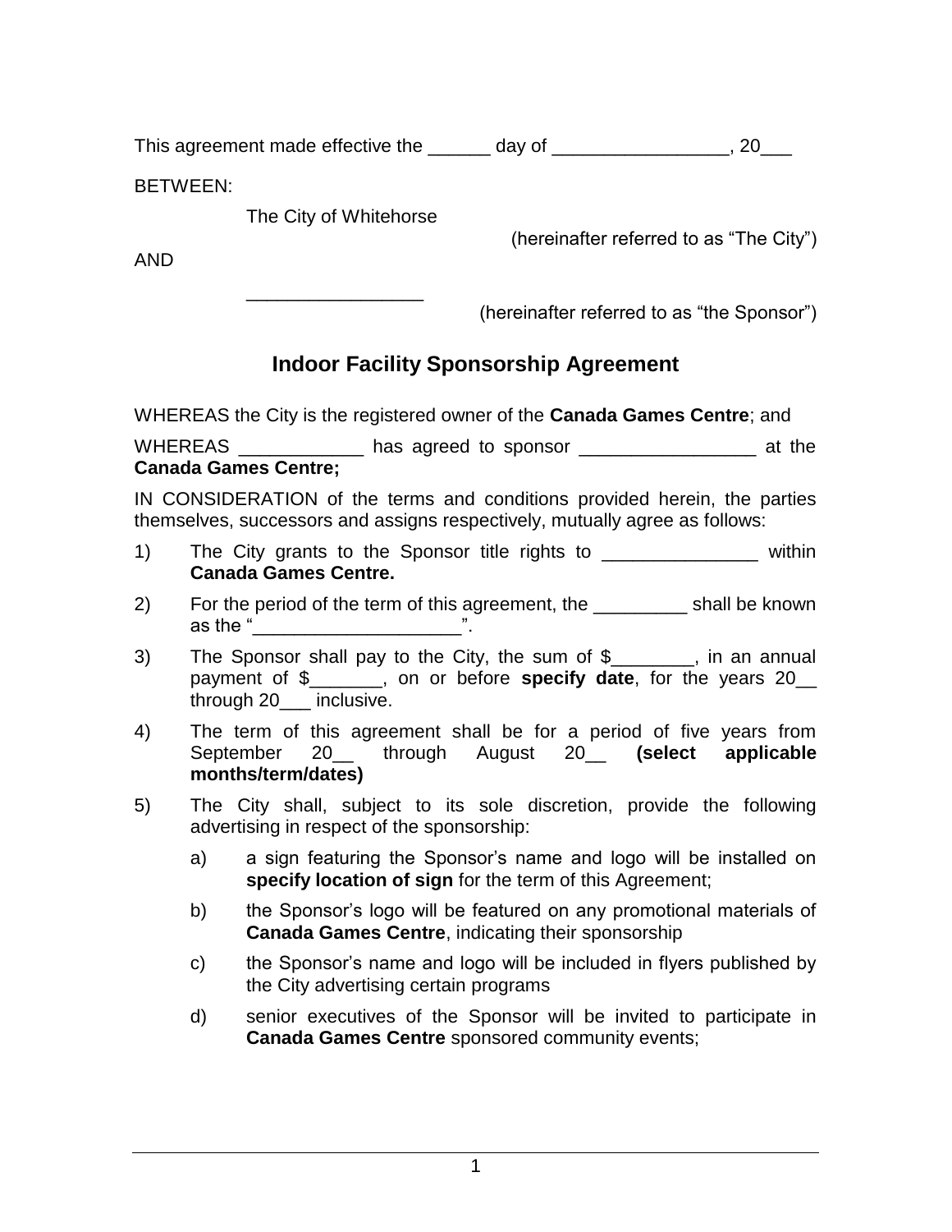This agreement made effective the ______ day of _________________, 20___

BETWEEN:

The City of Whitehorse

(hereinafter referred to as "The City")

AND

_________________

(hereinafter referred to as "the Sponsor")

## Indoor Facility Sponsorship Agreement

WHEREAS the City is the registered owner of the **Canada Games Centre**; and

WHEREAS ____________ has agreed to sponsor _________________ at the **Canada Games Centre;**

IN CONSIDERATION of the terms and conditions provided herein, the parties themselves, successors and assigns respectively, mutually agree as follows:

1) The City grants to the Sponsor title rights to _______________ within **Canada Games Centre.**

2) For the period of the term of this agreement, the _________ shall be known as the "____________________".

3) The Sponsor shall pay to the City, the sum of $________, in an annual payment of $_______, on or before **specify date**, for the years 20__ through 20___ inclusive.

4) The term of this agreement shall be for a period of five years from September 20__ through August 20__ **(select applicable months/term/dates)**

5) The City shall, subject to its sole discretion, provide the following advertising in respect of the sponsorship:

   a) a sign featuring the Sponsor's name and logo will be installed on **specify location of sign** for the term of this Agreement;

   b) the Sponsor's logo will be featured on any promotional materials of **Canada Games Centre**, indicating their sponsorship

   c) the Sponsor's name and logo will be included in flyers published by the City advertising certain programs

   d) senior executives of the Sponsor will be invited to participate in **Canada Games Centre** sponsored community events;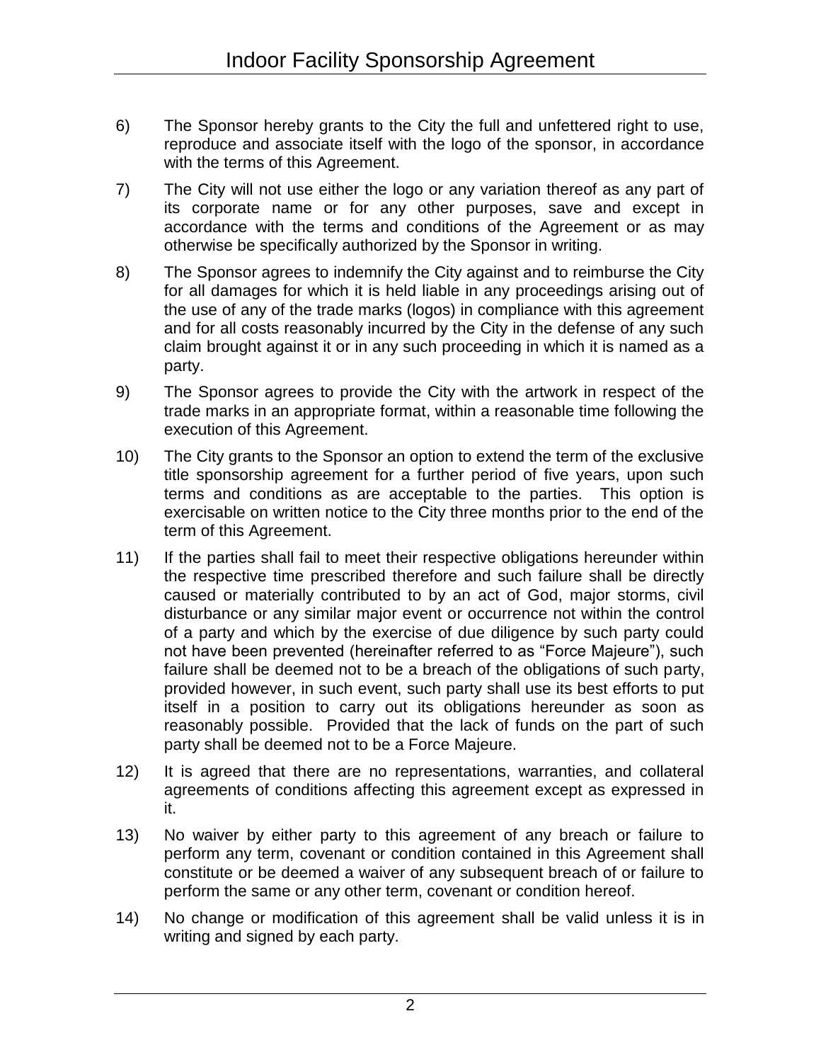6) The Sponsor hereby grants to the City the full and unfettered right to use, reproduce and associate itself with the logo of the sponsor, in accordance with the terms of this Agreement.

7) The City will not use either the logo or any variation thereof as any part of its corporate name or for any other purposes, save and except in accordance with the terms and conditions of the Agreement or as may otherwise be specifically authorized by the Sponsor in writing.

8) The Sponsor agrees to indemnify the City against and to reimburse the City for all damages for which it is held liable in any proceedings arising out of the use of any of the trade marks (logos) in compliance with this agreement and for all costs reasonably incurred by the City in the defense of any such claim brought against it or in any such proceeding in which it is named as a party.

9) The Sponsor agrees to provide the City with the artwork in respect of the trade marks in an appropriate format, within a reasonable time following the execution of this Agreement.

10) The City grants to the Sponsor an option to extend the term of the exclusive title sponsorship agreement for a further period of five years, upon such terms and conditions as are acceptable to the parties. This option is exercisable on written notice to the City three months prior to the end of the term of this Agreement.

11) If the parties shall fail to meet their respective obligations hereunder within the respective time prescribed therefore and such failure shall be directly caused or materially contributed to by an act of God, major storms, civil disturbance or any similar major event or occurrence not within the control of a party and which by the exercise of due diligence by such party could not have been prevented (hereinafter referred to as "Force Majeure"), such failure shall be deemed not to be a breach of the obligations of such party, provided however, in such event, such party shall use its best efforts to put itself in a position to carry out its obligations hereunder as soon as reasonably possible. Provided that the lack of funds on the part of such party shall be deemed not to be a Force Majeure.

12) It is agreed that there are no representations, warranties, and collateral agreements of conditions affecting this agreement except as expressed in it.

13) No waiver by either party to this agreement of any breach or failure to perform any term, covenant or condition contained in this Agreement shall constitute or be deemed a waiver of any subsequent breach of or failure to perform the same or any other term, covenant or condition hereof.

14) No change or modification of this agreement shall be valid unless it is in writing and signed by each party.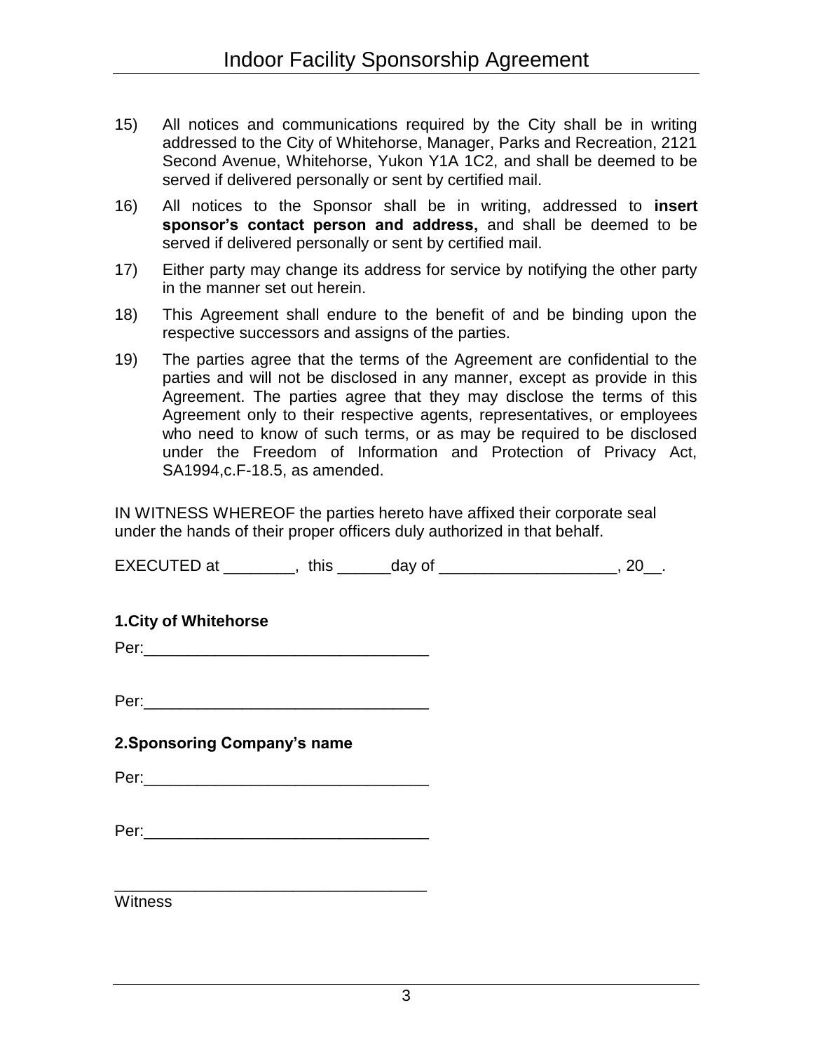15) All notices and communications required by the City shall be in writing addressed to the City of Whitehorse, Manager, Parks and Recreation, 2121 Second Avenue, Whitehorse, Yukon Y1A 1C2, and shall be deemed to be served if delivered personally or sent by certified mail.

16) All notices to the Sponsor shall be in writing, addressed to **insert sponsor's contact person and address,** and shall be deemed to be served if delivered personally or sent by certified mail.

17) Either party may change its address for service by notifying the other party in the manner set out herein.

18) This Agreement shall endure to the benefit of and be binding upon the respective successors and assigns of the parties.

19) The parties agree that the terms of the Agreement are confidential to the parties and will not be disclosed in any manner, except as provide in this Agreement. The parties agree that they may disclose the terms of this Agreement only to their respective agents, representatives, or employees who need to know of such terms, or as may be required to be disclosed under the Freedom of Information and Protection of Privacy Act, SA1994,c.F-18.5, as amended.

IN WITNESS WHEREOF the parties hereto have affixed their corporate seal under the hands of their proper officers duly authorized in that behalf.

EXECUTED at ________, this ______day of ____________________, 20__.

**1.City of Whitehorse**

Per:________________________________

Per:________________________________

**2.Sponsoring Company's name**

Per:________________________________

Per:________________________________

__________________________________

Witness